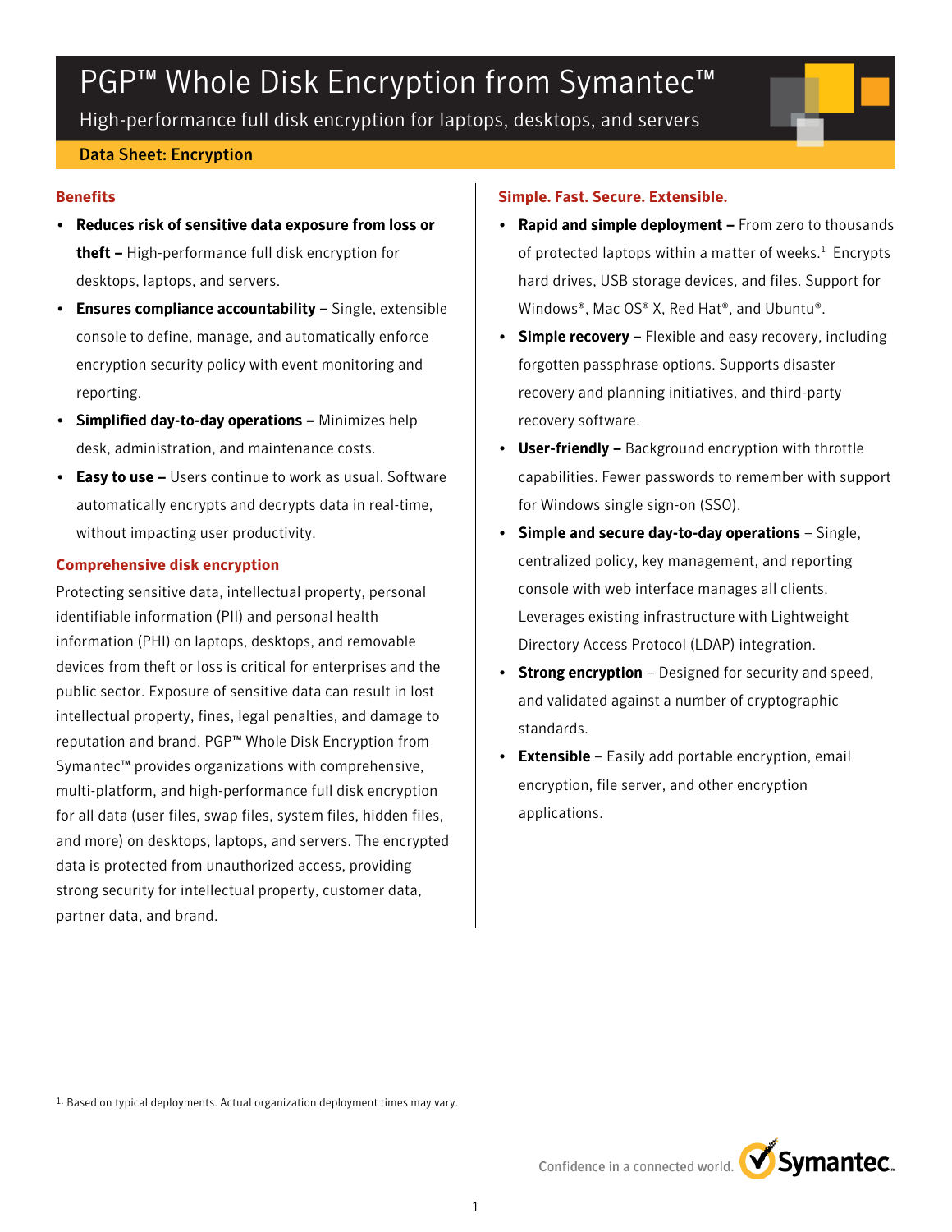# PGP™ Whole Disk Encryption from Symantec™

High-performance full disk encryption for laptops, desktops, and servers

**Data Sheet: Encryption**

## Benefits

- **Reduces risk of sensitive data exposure from loss or theft –** High-performance full disk encryption for desktops, laptops, and servers.
- **Ensures compliance accountability –** Single, extensible console to define, manage, and automatically enforce encryption security policy with event monitoring and reporting.
- **Simplified day-to-day operations –** Minimizes help desk, administration, and maintenance costs.
- **Easy to use –** Users continue to work as usual. Software automatically encrypts and decrypts data in real-time, without impacting user productivity.

## Comprehensive disk encryption

Protecting sensitive data, intellectual property, personal identifiable information (PII) and personal health information (PHI) on laptops, desktops, and removable devices from theft or loss is critical for enterprises and the public sector. Exposure of sensitive data can result in lost intellectual property, fines, legal penalties, and damage to reputation and brand. PGP™ Whole Disk Encryption from Symantec™ provides organizations with comprehensive, multi-platform, and high-performance full disk encryption for all data (user files, swap files, system files, hidden files, and more) on desktops, laptops, and servers. The encrypted data is protected from unauthorized access, providing strong security for intellectual property, customer data, partner data, and brand.

## Simple. Fast. Secure. Extensible.

- **Rapid and simple deployment –** From zero to thousands of protected laptops within a matter of weeks.[1] Encrypts hard drives, USB storage devices, and files. Support for Windows®, Mac OS® X, Red Hat®, and Ubuntu®.
- **Simple recovery –** Flexible and easy recovery, including forgotten passphrase options. Supports disaster recovery and planning initiatives, and third-party recovery software.
- **User-friendly –** Background encryption with throttle capabilities. Fewer passwords to remember with support for Windows single sign-on (SSO).
- **Simple and secure day-to-day operations** – Single, centralized policy, key management, and reporting console with web interface manages all clients. Leverages existing infrastructure with Lightweight Directory Access Protocol (LDAP) integration.
- **Strong encryption** – Designed for security and speed, and validated against a number of cryptographic standards.
- **Extensible** – Easily add portable encryption, email encryption, file server, and other encryption applications.

[1] Based on typical deployments. Actual organization deployment times may vary.

Confidence in a connected world. Symantec.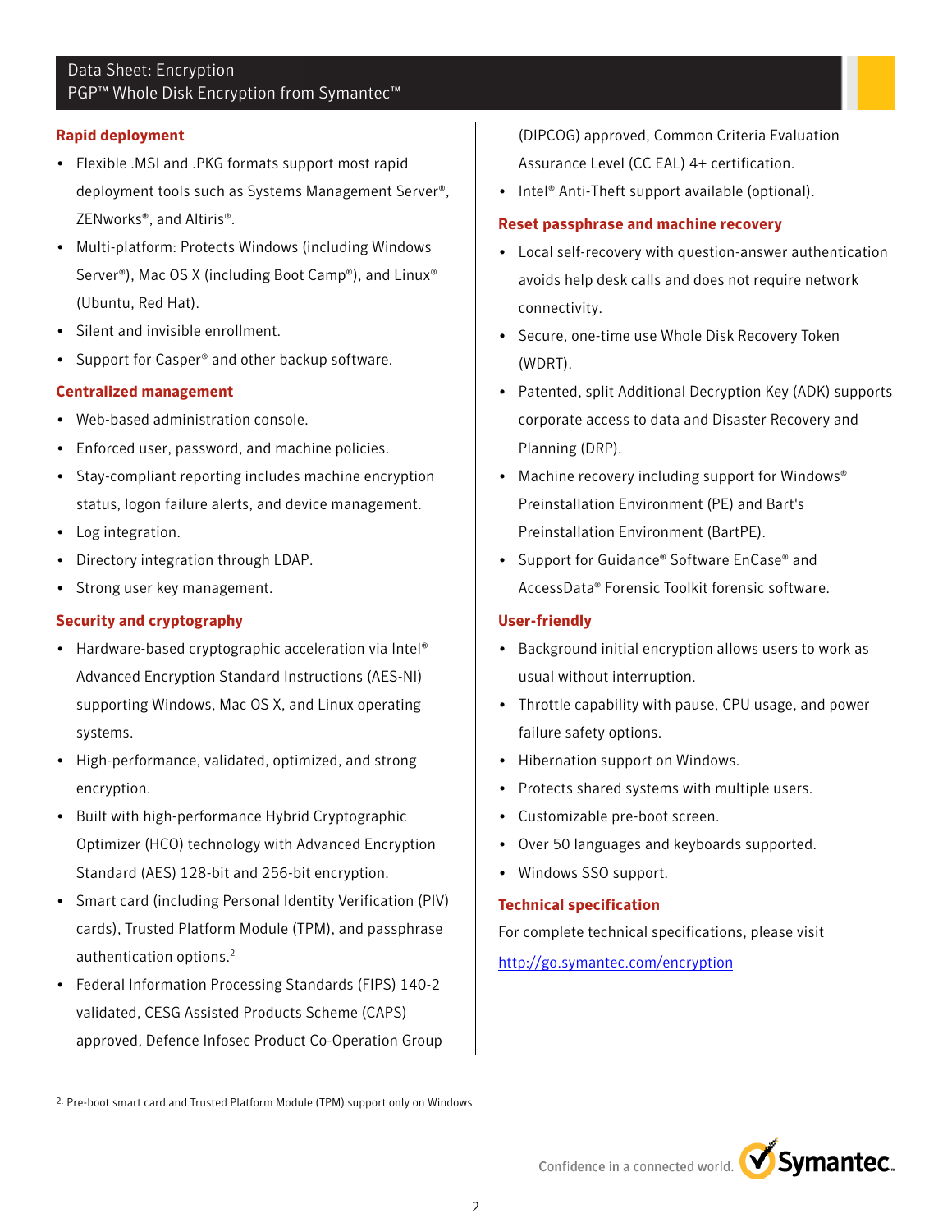## Rapid deployment

- Flexible .MSI and .PKG formats support most rapid deployment tools such as Systems Management Server®, ZENworks®, and Altiris®.
- Multi-platform: Protects Windows (including Windows Server®), Mac OS X (including Boot Camp®), and Linux® (Ubuntu, Red Hat).
- Silent and invisible enrollment.
- Support for Casper® and other backup software.

## Centralized management

- Web-based administration console.
- Enforced user, password, and machine policies.
- Stay-compliant reporting includes machine encryption status, logon failure alerts, and device management.
- Log integration.
- Directory integration through LDAP.
- Strong user key management.

## Security and cryptography

- Hardware-based cryptographic acceleration via Intel® Advanced Encryption Standard Instructions (AES-NI) supporting Windows, Mac OS X, and Linux operating systems.
- High-performance, validated, optimized, and strong encryption.
- Built with high-performance Hybrid Cryptographic Optimizer (HCO) technology with Advanced Encryption Standard (AES) 128-bit and 256-bit encryption.
- Smart card (including Personal Identity Verification (PIV) cards), Trusted Platform Module (TPM), and passphrase authentication options.[2]
- Federal Information Processing Standards (FIPS) 140-2 validated, CESG Assisted Products Scheme (CAPS) approved, Defence Infosec Product Co-Operation Group (DIPCOG) approved, Common Criteria Evaluation Assurance Level (CC EAL) 4+ certification.
- Intel® Anti-Theft support available (optional).

## Reset passphrase and machine recovery

- Local self-recovery with question-answer authentication avoids help desk calls and does not require network connectivity.
- Secure, one-time use Whole Disk Recovery Token (WDRT).
- Patented, split Additional Decryption Key (ADK) supports corporate access to data and Disaster Recovery and Planning (DRP).
- Machine recovery including support for Windows® Preinstallation Environment (PE) and Bart's Preinstallation Environment (BartPE).
- Support for Guidance® Software EnCase® and AccessData® Forensic Toolkit forensic software.

## User-friendly

- Background initial encryption allows users to work as usual without interruption.
- Throttle capability with pause, CPU usage, and power failure safety options.
- Hibernation support on Windows.
- Protects shared systems with multiple users.
- Customizable pre-boot screen.
- Over 50 languages and keyboards supported.
- Windows SSO support.

## Technical specification

For complete technical specifications, please visit

http://go.symantec.com/encryption

[2] Pre-boot smart card and Trusted Platform Module (TPM) support only on Windows.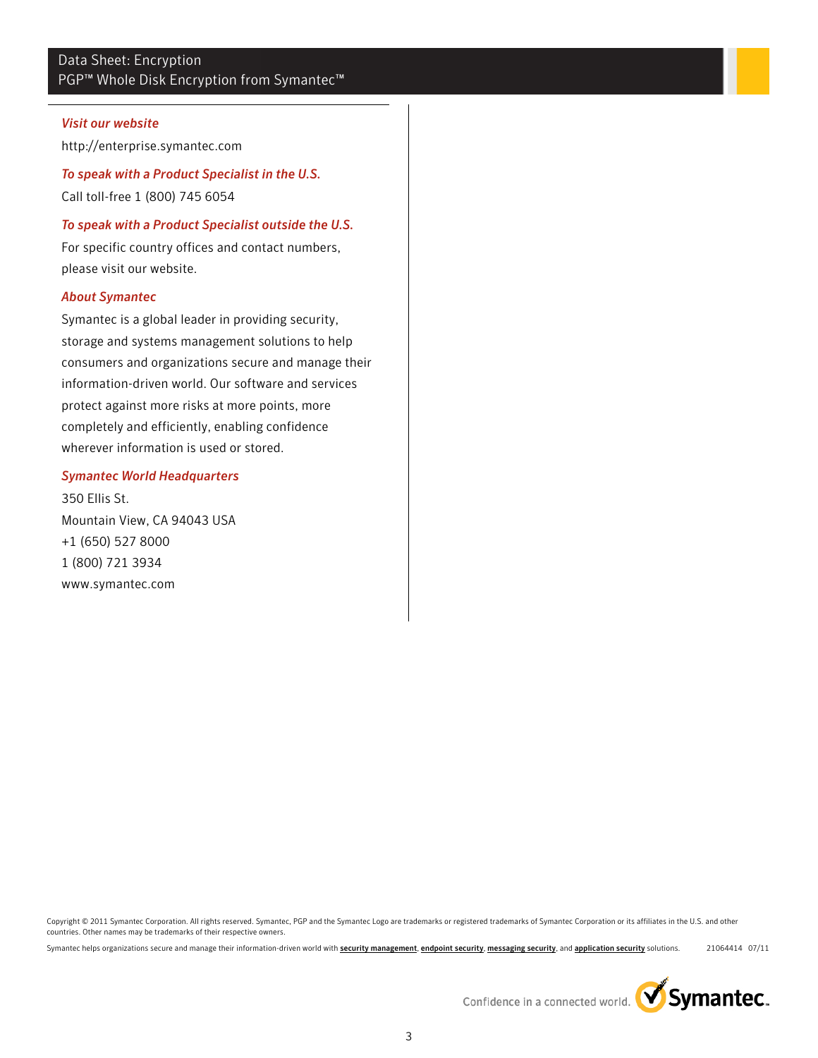### Visit our website

http://enterprise.symantec.com

### To speak with a Product Specialist in the U.S.

Call toll-free 1 (800) 745 6054

### To speak with a Product Specialist outside the U.S.

For specific country offices and contact numbers, please visit our website.

### About Symantec

Symantec is a global leader in providing security, storage and systems management solutions to help consumers and organizations secure and manage their information-driven world. Our software and services protect against more risks at more points, more completely and efficiently, enabling confidence wherever information is used or stored.

### Symantec World Headquarters

350 Ellis St.
Mountain View, CA 94043 USA
+1 (650) 527 8000
1 (800) 721 3934
www.symantec.com

Copyright © 2011 Symantec Corporation. All rights reserved. Symantec, PGP and the Symantec Logo are trademarks or registered trademarks of Symantec Corporation or its affiliates in the U.S. and other countries. Other names may be trademarks of their respective owners.

Symantec helps organizations secure and manage their information-driven world with **security management**, **endpoint security**, **messaging security**, and **application security** solutions. 21064414 07/11

Confidence in a connected world. Symantec.